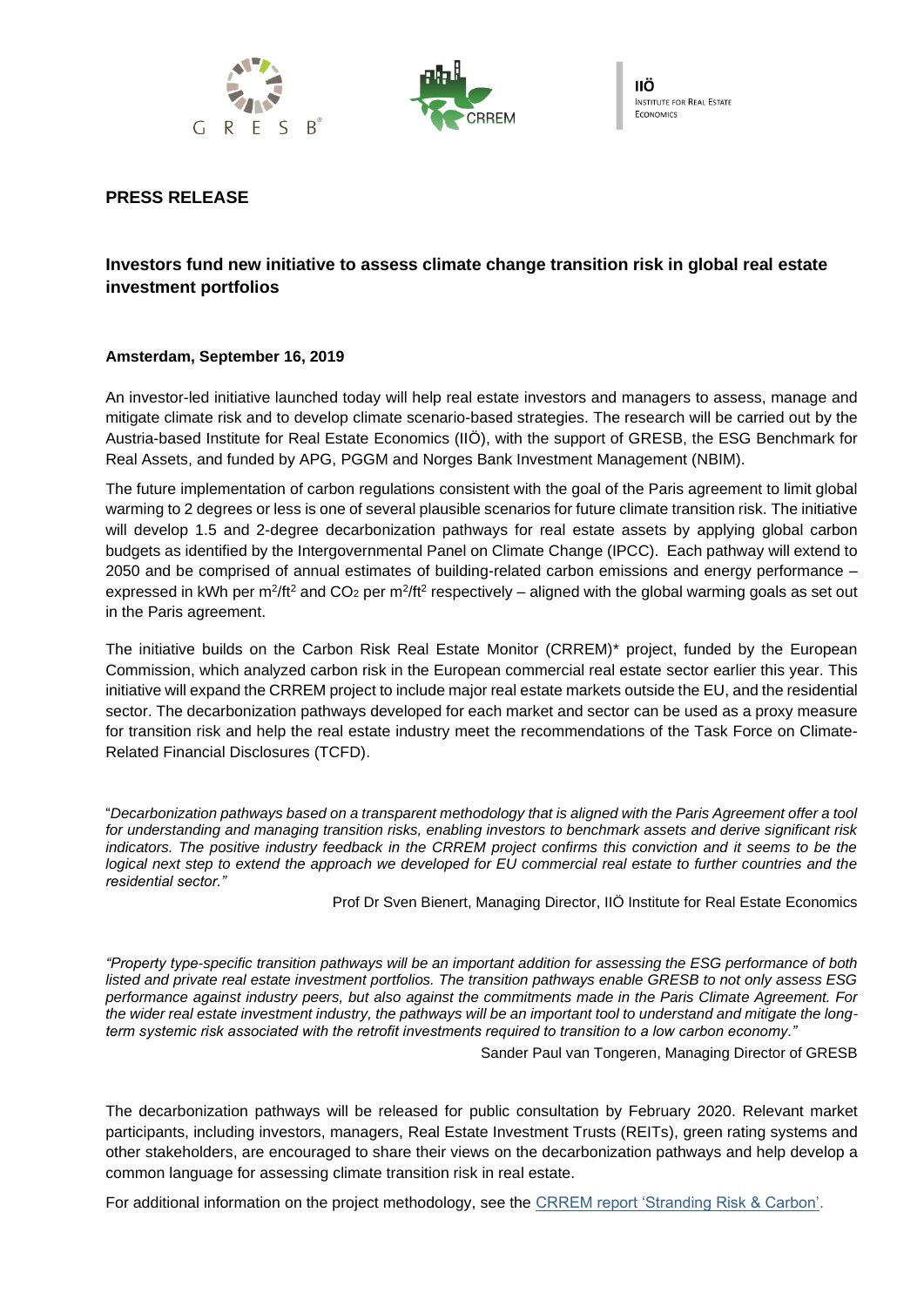**PRESS RELEASE**

## Investors fund new initiative to assess climate change transition risk in global real estate investment portfolios

**Amsterdam, September 16, 2019**

An investor-led initiative launched today will help real estate investors and managers to assess, manage and mitigate climate risk and to develop climate scenario-based strategies. The research will be carried out by the Austria-based Institute for Real Estate Economics (IIÖ), with the support of GRESB, the ESG Benchmark for Real Assets, and funded by APG, PGGM and Norges Bank Investment Management (NBIM).

The future implementation of carbon regulations consistent with the goal of the Paris agreement to limit global warming to 2 degrees or less is one of several plausible scenarios for future climate transition risk. The initiative will develop 1.5 and 2-degree decarbonization pathways for real estate assets by applying global carbon budgets as identified by the Intergovernmental Panel on Climate Change (IPCC). Each pathway will extend to 2050 and be comprised of annual estimates of building-related carbon emissions and energy performance – expressed in kWh per $m^2/ft^2$ and $CO_2$ per $m^2/ft^2$ respectively – aligned with the global warming goals as set out in the Paris agreement.

The initiative builds on the Carbon Risk Real Estate Monitor (CRREM)* project, funded by the European Commission, which analyzed carbon risk in the European commercial real estate sector earlier this year. This initiative will expand the CRREM project to include major real estate markets outside the EU, and the residential sector. The decarbonization pathways developed for each market and sector can be used as a proxy measure for transition risk and help the real estate industry meet the recommendations of the Task Force on Climate-Related Financial Disclosures (TCFD).

"*Decarbonization pathways based on a transparent methodology that is aligned with the Paris Agreement offer a tool for understanding and managing transition risks, enabling investors to benchmark assets and derive significant risk indicators. The positive industry feedback in the CRREM project confirms this conviction and it seems to be the logical next step to extend the approach we developed for EU commercial real estate to further countries and the residential sector.*"

Prof Dr Sven Bienert, Managing Director, IIÖ Institute for Real Estate Economics

"*Property type-specific transition pathways will be an important addition for assessing the ESG performance of both listed and private real estate investment portfolios. The transition pathways enable GRESB to not only assess ESG performance against industry peers, but also against the commitments made in the Paris Climate Agreement. For the wider real estate investment industry, the pathways will be an important tool to understand and mitigate the long-term systemic risk associated with the retrofit investments required to transition to a low carbon economy.*"

Sander Paul van Tongeren, Managing Director of GRESB

The decarbonization pathways will be released for public consultation by February 2020. Relevant market participants, including investors, managers, Real Estate Investment Trusts (REITs), green rating systems and other stakeholders, are encouraged to share their views on the decarbonization pathways and help develop a common language for assessing climate transition risk in real estate.

For additional information on the project methodology, see the CRREM report 'Stranding Risk & Carbon'.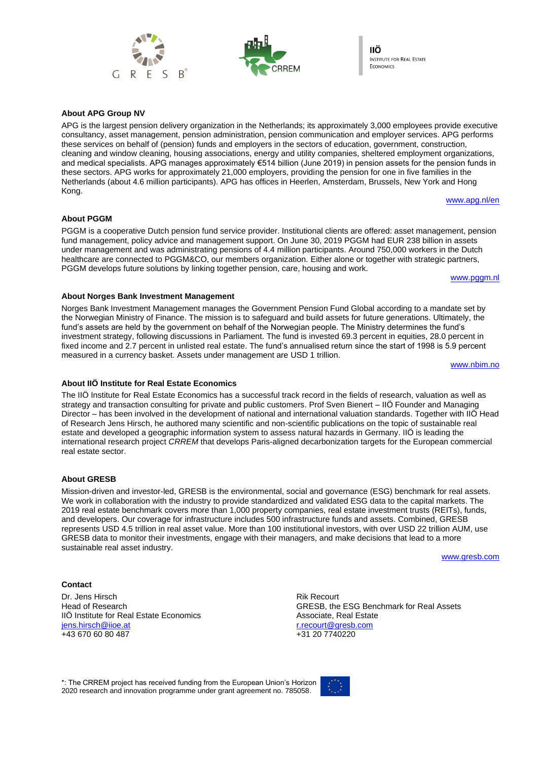### About APG Group NV

APG is the largest pension delivery organization in the Netherlands; its approximately 3,000 employees provide executive consultancy, asset management, pension administration, pension communication and employer services. APG performs these services on behalf of (pension) funds and employers in the sectors of education, government, construction, cleaning and window cleaning, housing associations, energy and utility companies, sheltered employment organizations, and medical specialists. APG manages approximately €514 billion (June 2019) in pension assets for the pension funds in these sectors. APG works for approximately 21,000 employers, providing the pension for one in five families in the Netherlands (about 4.6 million participants). APG has offices in Heerlen, Amsterdam, Brussels, New York and Hong Kong.

www.apg.nl/en

### About PGGM

PGGM is a cooperative Dutch pension fund service provider. Institutional clients are offered: asset management, pension fund management, policy advice and management support. On June 30, 2019 PGGM had EUR 238 billion in assets under management and was administrating pensions of 4.4 million participants. Around 750,000 workers in the Dutch healthcare are connected to PGGM&CO, our members organization. Either alone or together with strategic partners, PGGM develops future solutions by linking together pension, care, housing and work.

www.pggm.nl

### About Norges Bank Investment Management

Norges Bank Investment Management manages the Government Pension Fund Global according to a mandate set by the Norwegian Ministry of Finance. The mission is to safeguard and build assets for future generations. Ultimately, the fund's assets are held by the government on behalf of the Norwegian people. The Ministry determines the fund's investment strategy, following discussions in Parliament. The fund is invested 69.3 percent in equities, 28.0 percent in fixed income and 2.7 percent in unlisted real estate. The fund's annualised return since the start of 1998 is 5.9 percent measured in a currency basket. Assets under management are USD 1 trillion.

www.nbim.no

### About IIÖ Institute for Real Estate Economics

The IIÖ Institute for Real Estate Economics has a successful track record in the fields of research, valuation as well as strategy and transaction consulting for private and public customers. Prof Sven Bienert – IIÖ Founder and Managing Director – has been involved in the development of national and international valuation standards. Together with IIÖ Head of Research Jens Hirsch, he authored many scientific and non-scientific publications on the topic of sustainable real estate and developed a geographic information system to assess natural hazards in Germany. IIÖ is leading the international research project *CRREM* that develops Paris-aligned decarbonization targets for the European commercial real estate sector.

### About GRESB

Mission-driven and investor-led, GRESB is the environmental, social and governance (ESG) benchmark for real assets. We work in collaboration with the industry to provide standardized and validated ESG data to the capital markets. The 2019 real estate benchmark covers more than 1,000 property companies, real estate investment trusts (REITs), funds, and developers. Our coverage for infrastructure includes 500 infrastructure funds and assets. Combined, GRESB represents USD 4.5 trillion in real asset value. More than 100 institutional investors, with over USD 22 trillion AUM, use GRESB data to monitor their investments, engage with their managers, and make decisions that lead to a more sustainable real asset industry.

www.gresb.com

### Contact

Dr. Jens Hirsch
Head of Research
IIÖ Institute for Real Estate Economics
jens.hirsch@iioe.at
+43 670 60 80 487

Rik Recourt
GRESB, the ESG Benchmark for Real Assets
Associate, Real Estate
r.recourt@gresb.com
+31 20 7740220

*: The CRREM project has received funding from the European Union's Horizon 2020 research and innovation programme under grant agreement no. 785058.